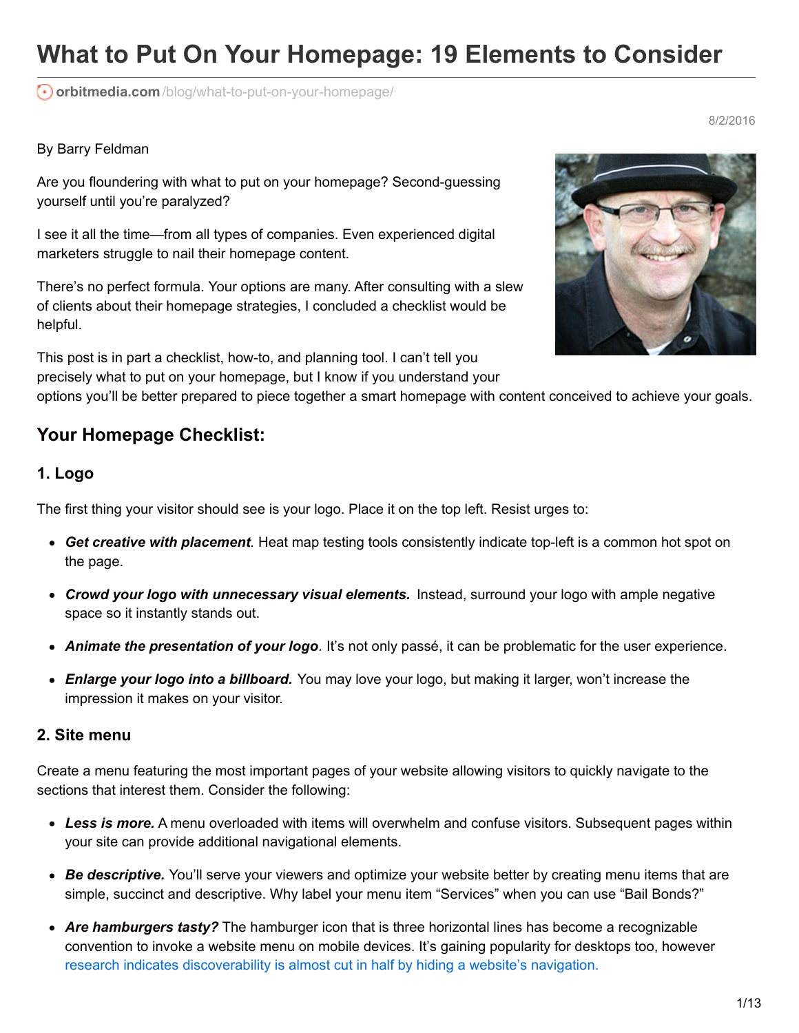# What to Put On Your Homepage: 19 Elements to Consider

orbitmedia.com/blog/what-to-put-on-your-homepage/

8/2/2016

By Barry Feldman

Are you floundering with what to put on your homepage? Second-guessing yourself until you're paralyzed?

I see it all the time—from all types of companies. Even experienced digital marketers struggle to nail their homepage content.

There's no perfect formula. Your options are many. After consulting with a slew of clients about their homepage strategies, I concluded a checklist would be helpful.

This post is in part a checklist, how-to, and planning tool. I can't tell you precisely what to put on your homepage, but I know if you understand your options you'll be better prepared to piece together a smart homepage with content conceived to achieve your goals.

## Your Homepage Checklist:

### 1. Logo

The first thing your visitor should see is your logo. Place it on the top left. Resist urges to:

- ***Get creative with placement**.* Heat map testing tools consistently indicate top-left is a common hot spot on the page.
- ***Crowd your logo with unnecessary visual elements.*** Instead, surround your logo with ample negative space so it instantly stands out.
- ***Animate the presentation of your logo**.* It's not only passé, it can be problematic for the user experience.
- ***Enlarge your logo into a billboard.*** You may love your logo, but making it larger, won't increase the impression it makes on your visitor.

### 2. Site menu

Create a menu featuring the most important pages of your website allowing visitors to quickly navigate to the sections that interest them. Consider the following:

- ***Less is more.*** A menu overloaded with items will overwhelm and confuse visitors. Subsequent pages within your site can provide additional navigational elements.
- ***Be descriptive.*** You'll serve your viewers and optimize your website better by creating menu items that are simple, succinct and descriptive. Why label your menu item "Services" when you can use "Bail Bonds?"
- ***Are hamburgers tasty?*** The hamburger icon that is three horizontal lines has become a recognizable convention to invoke a website menu on mobile devices. It's gaining popularity for desktops too, however research indicates discoverability is almost cut in half by hiding a website's navigation.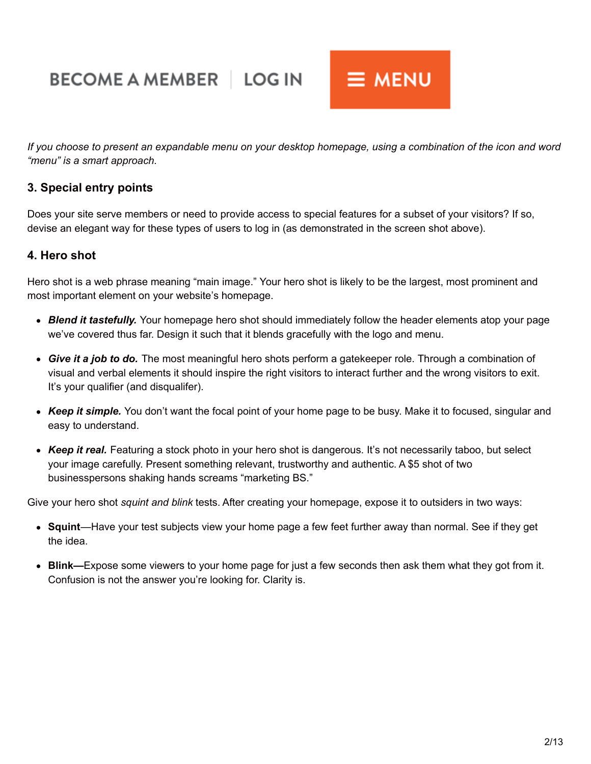BECOME A MEMBER | LOG IN

≡ MENU

*If you choose to present an expandable menu on your desktop homepage, using a combination of the icon and word "menu" is a smart approach.*

### 3. Special entry points

Does your site serve members or need to provide access to special features for a subset of your visitors? If so, devise an elegant way for these types of users to log in (as demonstrated in the screen shot above).

### 4. Hero shot

Hero shot is a web phrase meaning "main image." Your hero shot is likely to be the largest, most prominent and most important element on your website's homepage.

- ***Blend it tastefully.*** Your homepage hero shot should immediately follow the header elements atop your page we've covered thus far. Design it such that it blends gracefully with the logo and menu.
- ***Give it a job to do.*** The most meaningful hero shots perform a gatekeeper role. Through a combination of visual and verbal elements it should inspire the right visitors to interact further and the wrong visitors to exit. It's your qualifier (and disqualifer).
- ***Keep it simple.*** You don't want the focal point of your home page to be busy. Make it to focused, singular and easy to understand.
- ***Keep it real.*** Featuring a stock photo in your hero shot is dangerous. It's not necessarily taboo, but select your image carefully. Present something relevant, trustworthy and authentic. A $5 shot of two businesspersons shaking hands screams "marketing BS."

Give your hero shot *squint and blink* tests. After creating your homepage, expose it to outsiders in two ways:

- **Squint**—Have your test subjects view your home page a few feet further away than normal. See if they get the idea.
- **Blink—**Expose some viewers to your home page for just a few seconds then ask them what they got from it. Confusion is not the answer you're looking for. Clarity is.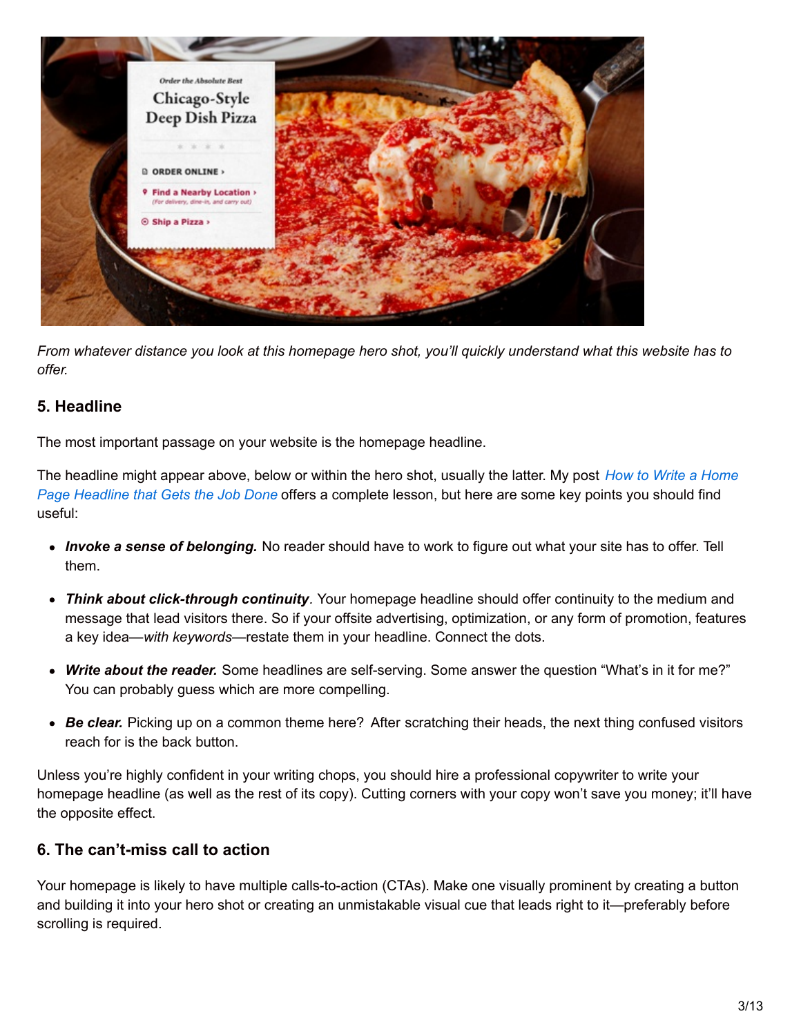*From whatever distance you look at this homepage hero shot, you'll quickly understand what this website has to offer.*

### 5. Headline

The most important passage on your website is the homepage headline.

The headline might appear above, below or within the hero shot, usually the latter. My post *How to Write a Home Page Headline that Gets the Job Done* offers a complete lesson, but here are some key points you should find useful:

- ***Invoke a sense of belonging.*** No reader should have to work to figure out what your site has to offer. Tell them.
- ***Think about click-through continuity***. Your homepage headline should offer continuity to the medium and message that lead visitors there. So if your offsite advertising, optimization, or any form of promotion, features a key idea—*with keywords*—restate them in your headline. Connect the dots.
- ***Write about the reader.*** Some headlines are self-serving. Some answer the question "What's in it for me?" You can probably guess which are more compelling.
- ***Be clear.*** Picking up on a common theme here? After scratching their heads, the next thing confused visitors reach for is the back button.

Unless you're highly confident in your writing chops, you should hire a professional copywriter to write your homepage headline (as well as the rest of its copy). Cutting corners with your copy won't save you money; it'll have the opposite effect.

### 6. The can't-miss call to action

Your homepage is likely to have multiple calls-to-action (CTAs). Make one visually prominent by creating a button and building it into your hero shot or creating an unmistakable visual cue that leads right to it—preferably before scrolling is required.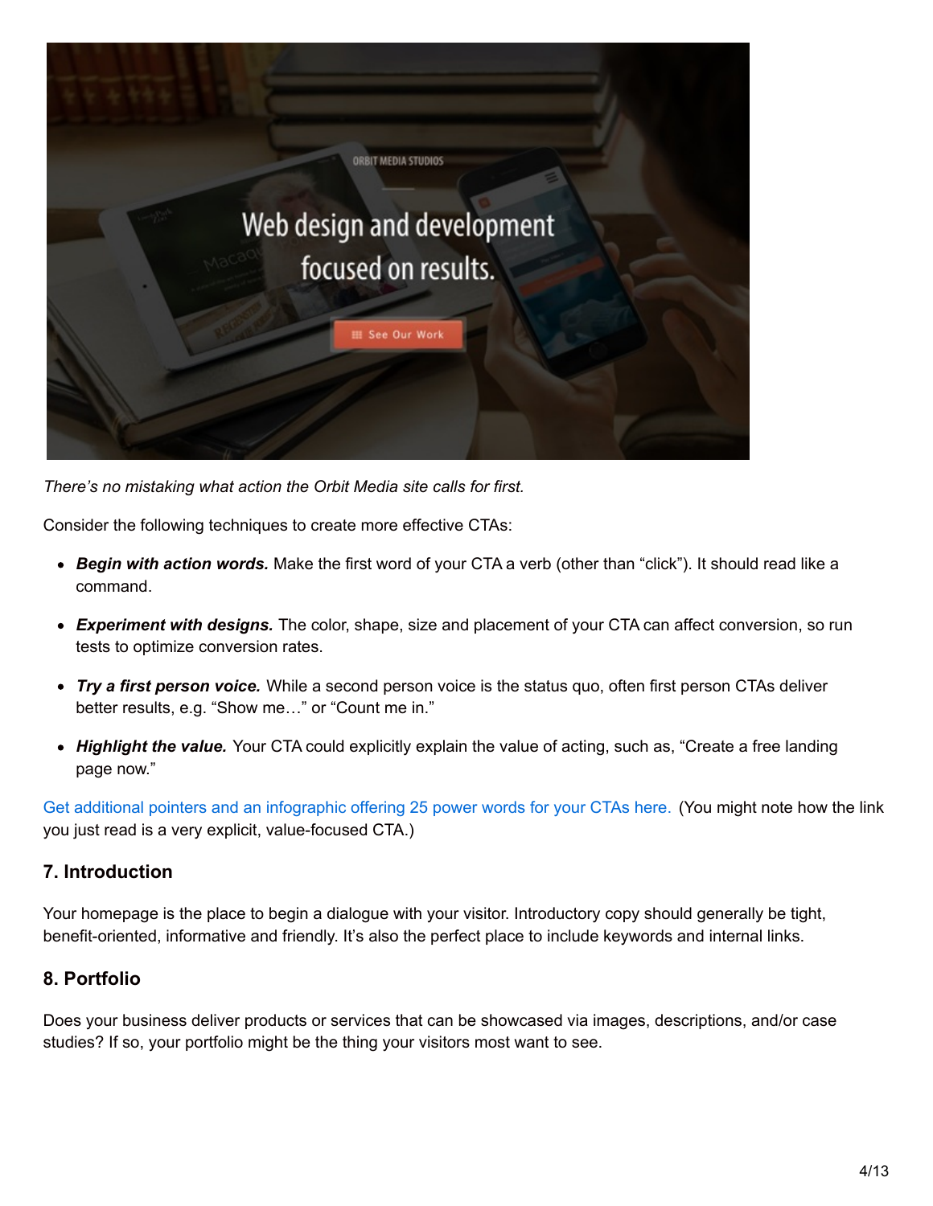*There's no mistaking what action the Orbit Media site calls for first.*

Consider the following techniques to create more effective CTAs:

- ***Begin with action words.*** Make the first word of your CTA a verb (other than "click"). It should read like a command.
- ***Experiment with designs.*** The color, shape, size and placement of your CTA can affect conversion, so run tests to optimize conversion rates.
- ***Try a first person voice.*** While a second person voice is the status quo, often first person CTAs deliver better results, e.g. "Show me…" or "Count me in."
- ***Highlight the value.*** Your CTA could explicitly explain the value of acting, such as, "Create a free landing page now."

Get additional pointers and an infographic offering 25 power words for your CTAs here. (You might note how the link you just read is a very explicit, value-focused CTA.)

### 7. Introduction

Your homepage is the place to begin a dialogue with your visitor. Introductory copy should generally be tight, benefit-oriented, informative and friendly. It's also the perfect place to include keywords and internal links.

### 8. Portfolio

Does your business deliver products or services that can be showcased via images, descriptions, and/or case studies? If so, your portfolio might be the thing your visitors most want to see.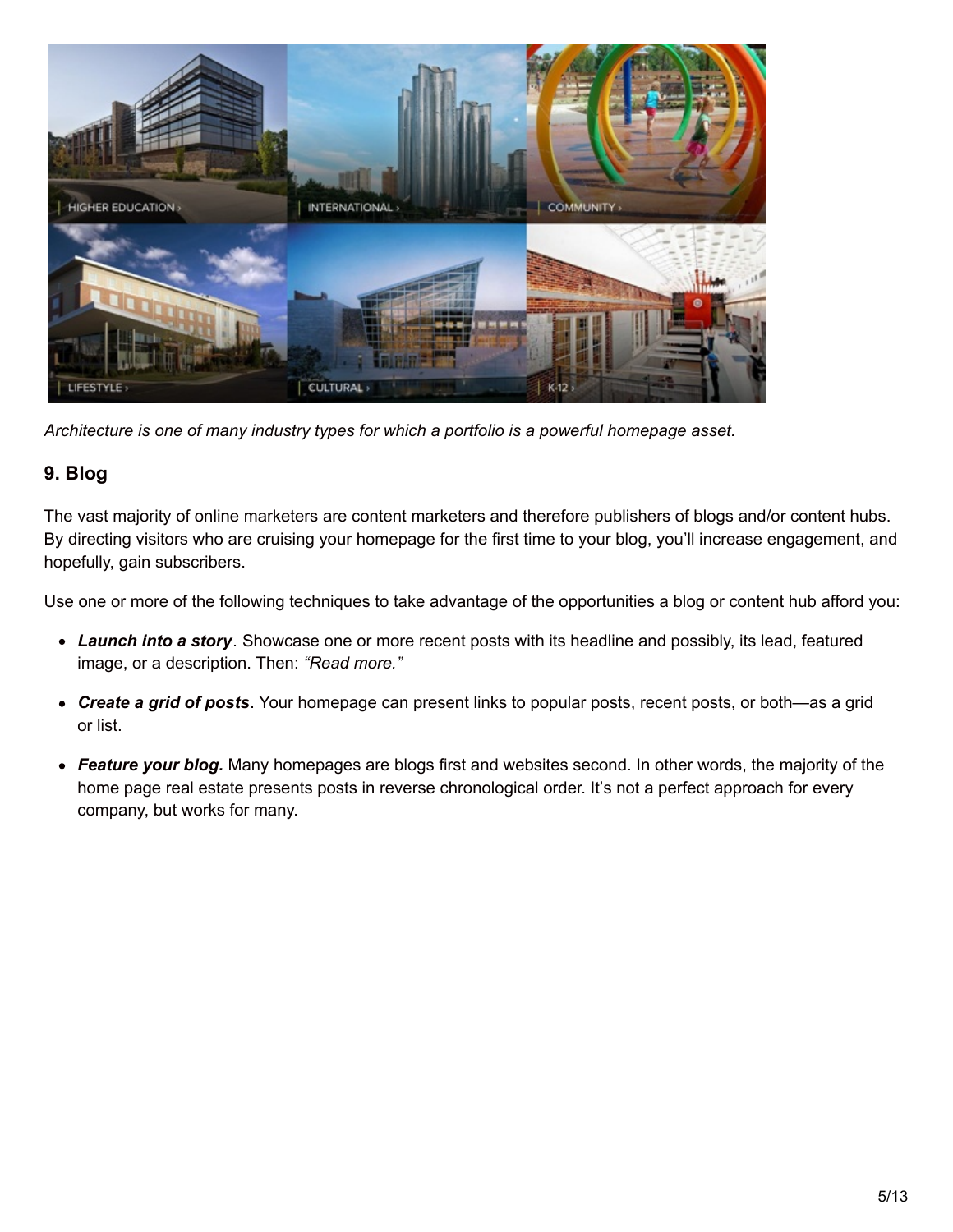*Architecture is one of many industry types for which a portfolio is a powerful homepage asset.*

## 9. Blog

The vast majority of online marketers are content marketers and therefore publishers of blogs and/or content hubs. By directing visitors who are cruising your homepage for the first time to your blog, you'll increase engagement, and hopefully, gain subscribers.

Use one or more of the following techniques to take advantage of the opportunities a blog or content hub afford you:

- ***Launch into a story***. Showcase one or more recent posts with its headline and possibly, its lead, featured image, or a description. Then: *"Read more."*
- ***Create a grid of posts.*** Your homepage can present links to popular posts, recent posts, or both—as a grid or list.
- ***Feature your blog.*** Many homepages are blogs first and websites second. In other words, the majority of the home page real estate presents posts in reverse chronological order. It's not a perfect approach for every company, but works for many.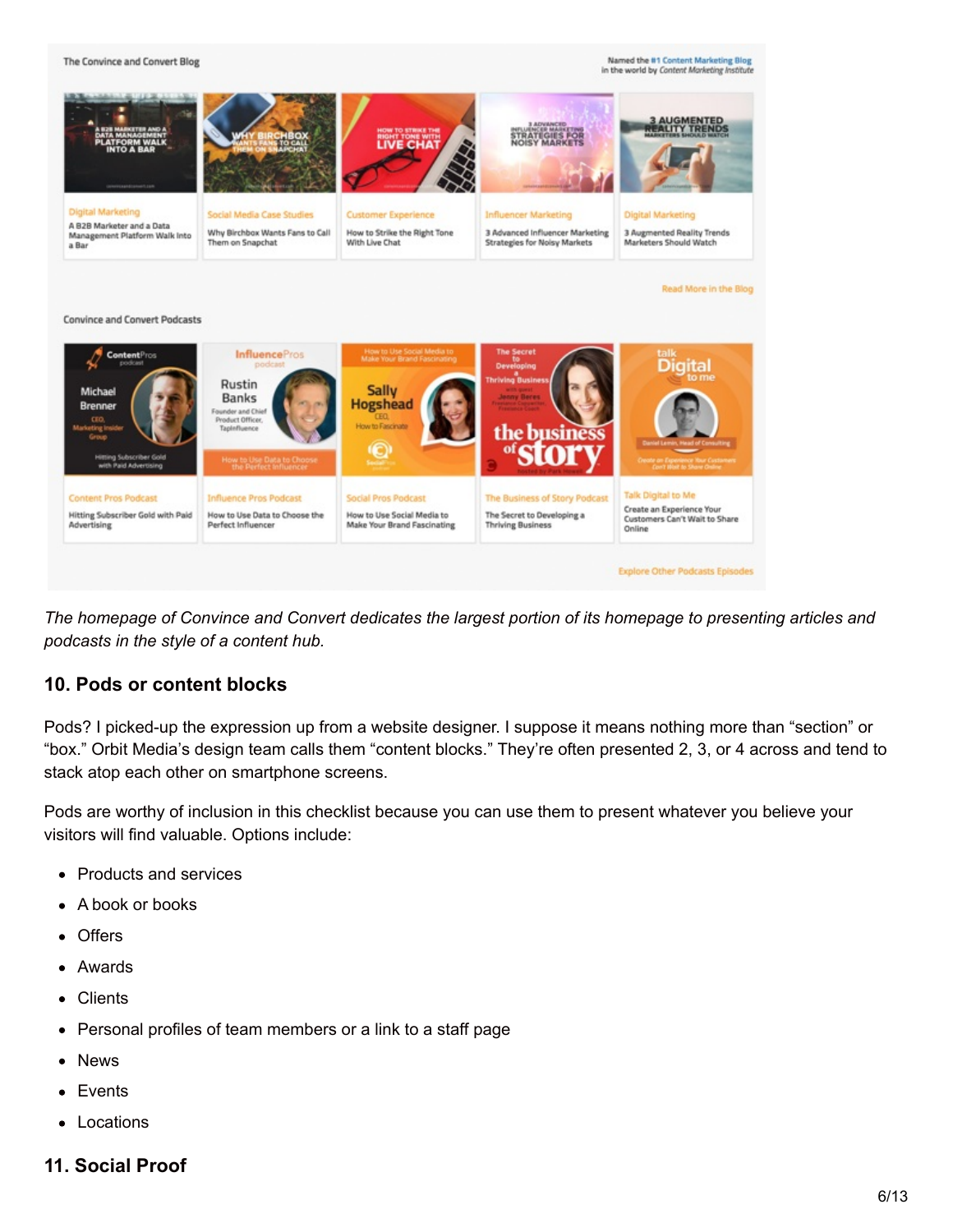*The homepage of Convince and Convert dedicates the largest portion of its homepage to presenting articles and podcasts in the style of a content hub.*

### 10. Pods or content blocks

Pods? I picked-up the expression up from a website designer. I suppose it means nothing more than "section" or "box." Orbit Media's design team calls them "content blocks." They're often presented 2, 3, or 4 across and tend to stack atop each other on smartphone screens.

Pods are worthy of inclusion in this checklist because you can use them to present whatever you believe your visitors will find valuable. Options include:

- Products and services
- A book or books
- Offers
- Awards
- Clients
- Personal profiles of team members or a link to a staff page
- News
- Events
- Locations

### 11. Social Proof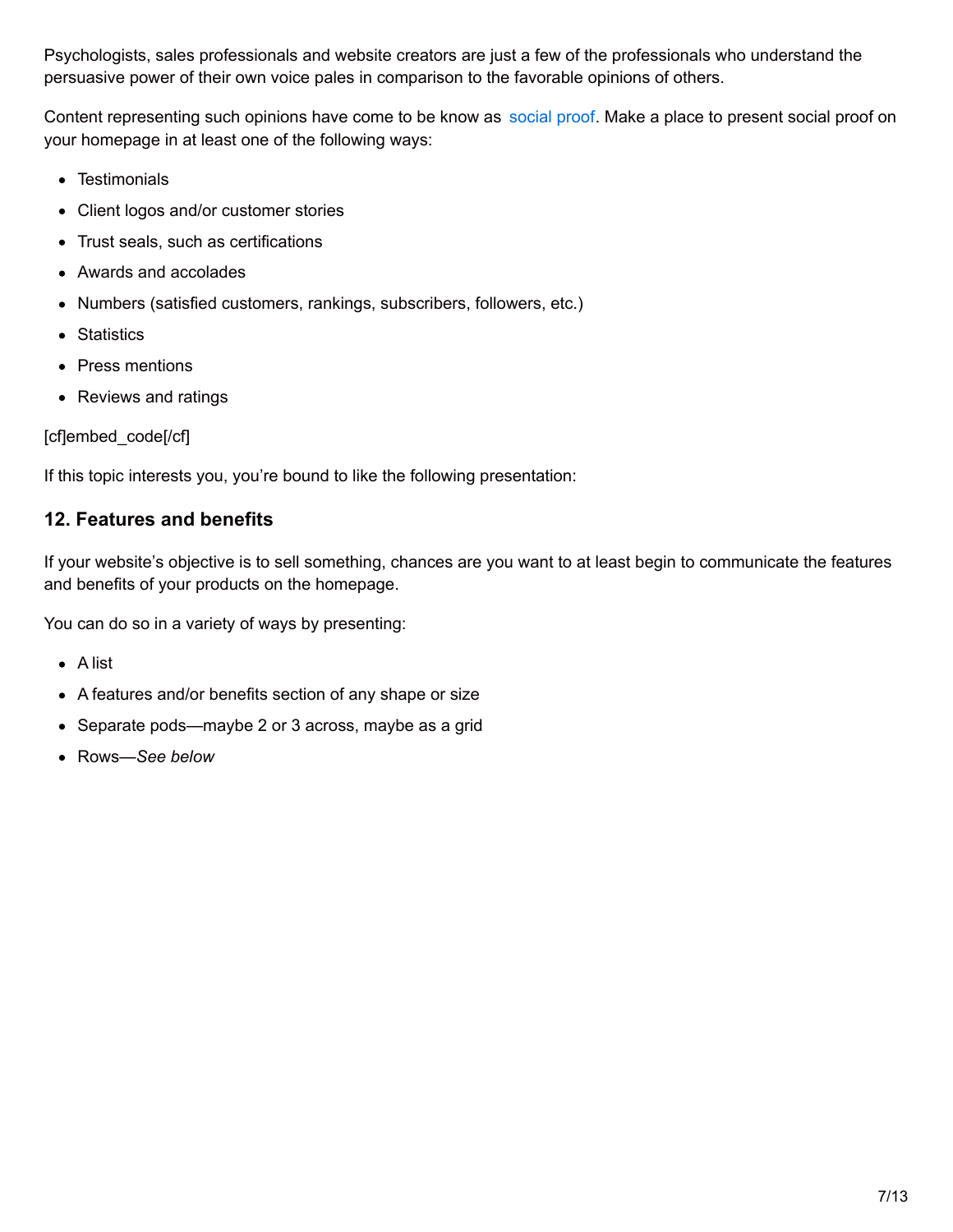Psychologists, sales professionals and website creators are just a few of the professionals who understand the persuasive power of their own voice pales in comparison to the favorable opinions of others.

Content representing such opinions have come to be know as social proof. Make a place to present social proof on your homepage in at least one of the following ways:

- Testimonials
- Client logos and/or customer stories
- Trust seals, such as certifications
- Awards and accolades
- Numbers (satisfied customers, rankings, subscribers, followers, etc.)
- Statistics
- Press mentions
- Reviews and ratings

[cf]embed_code[/cf]

If this topic interests you, you're bound to like the following presentation:

### 12. Features and benefits

If your website's objective is to sell something, chances are you want to at least begin to communicate the features and benefits of your products on the homepage.

You can do so in a variety of ways by presenting:

- A list
- A features and/or benefits section of any shape or size
- Separate pods—maybe 2 or 3 across, maybe as a grid
- Rows—*See below*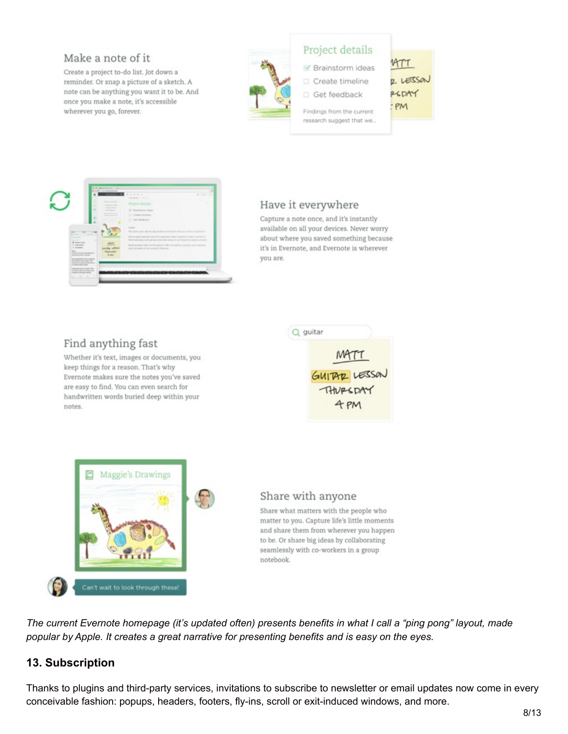Make a note of it

Create a project to-do list. Jot down a reminder. Or snap a picture of a sketch. A note can be anything you want it to be. And once you make a note, it's accessible wherever you go, forever.

Have it everywhere

Capture a note once, and it's instantly available on all your devices. Never worry about where you saved something because it's in Evernote, and Evernote is wherever you are.

Find anything fast

Whether it's text, images or documents, you keep things for a reason. That's why Evernote makes sure the notes you've saved are easy to find. You can even search for handwritten words buried deep within your notes.

Share with anyone

Share what matters with the people who matter to you. Capture life's little moments and share them from wherever you happen to be. Or share big ideas by collaborating seamlessly with co-workers in a group notebook.

*The current Evernote homepage (it's updated often) presents benefits in what I call a "ping pong" layout, made popular by Apple. It creates a great narrative for presenting benefits and is easy on the eyes.*

## 13. Subscription

Thanks to plugins and third-party services, invitations to subscribe to newsletter or email updates now come in every conceivable fashion: popups, headers, footers, fly-ins, scroll or exit-induced windows, and more.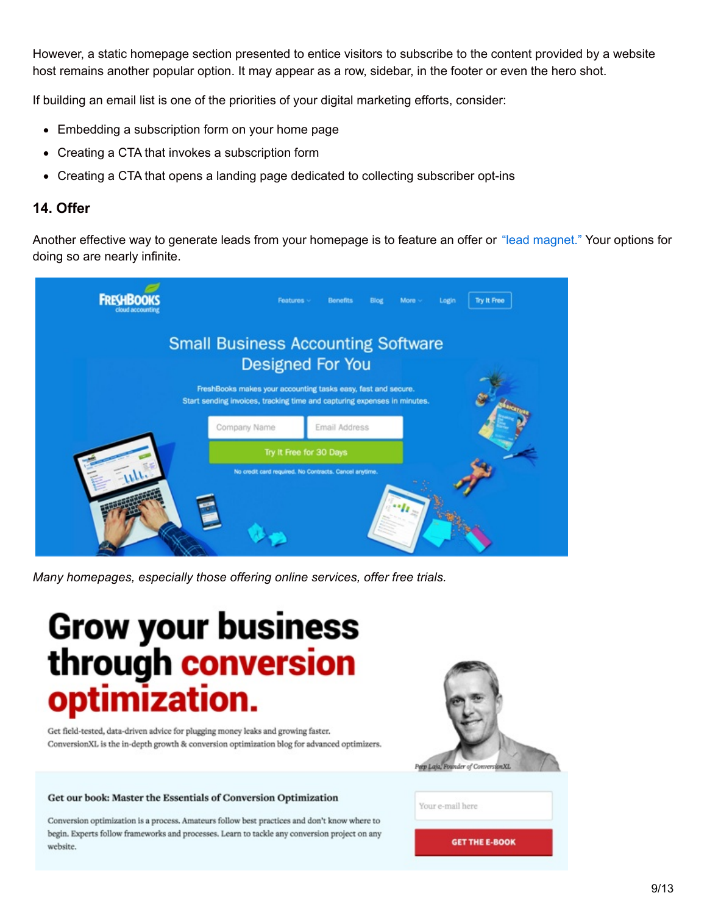However, a static homepage section presented to entice visitors to subscribe to the content provided by a website host remains another popular option. It may appear as a row, sidebar, in the footer or even the hero shot.

If building an email list is one of the priorities of your digital marketing efforts, consider:

- Embedding a subscription form on your home page
- Creating a CTA that invokes a subscription form
- Creating a CTA that opens a landing page dedicated to collecting subscriber opt-ins

### 14. Offer

Another effective way to generate leads from your homepage is to feature an offer or "lead magnet." Your options for doing so are nearly infinite.

*Many homepages, especially those offering online services, offer free trials.*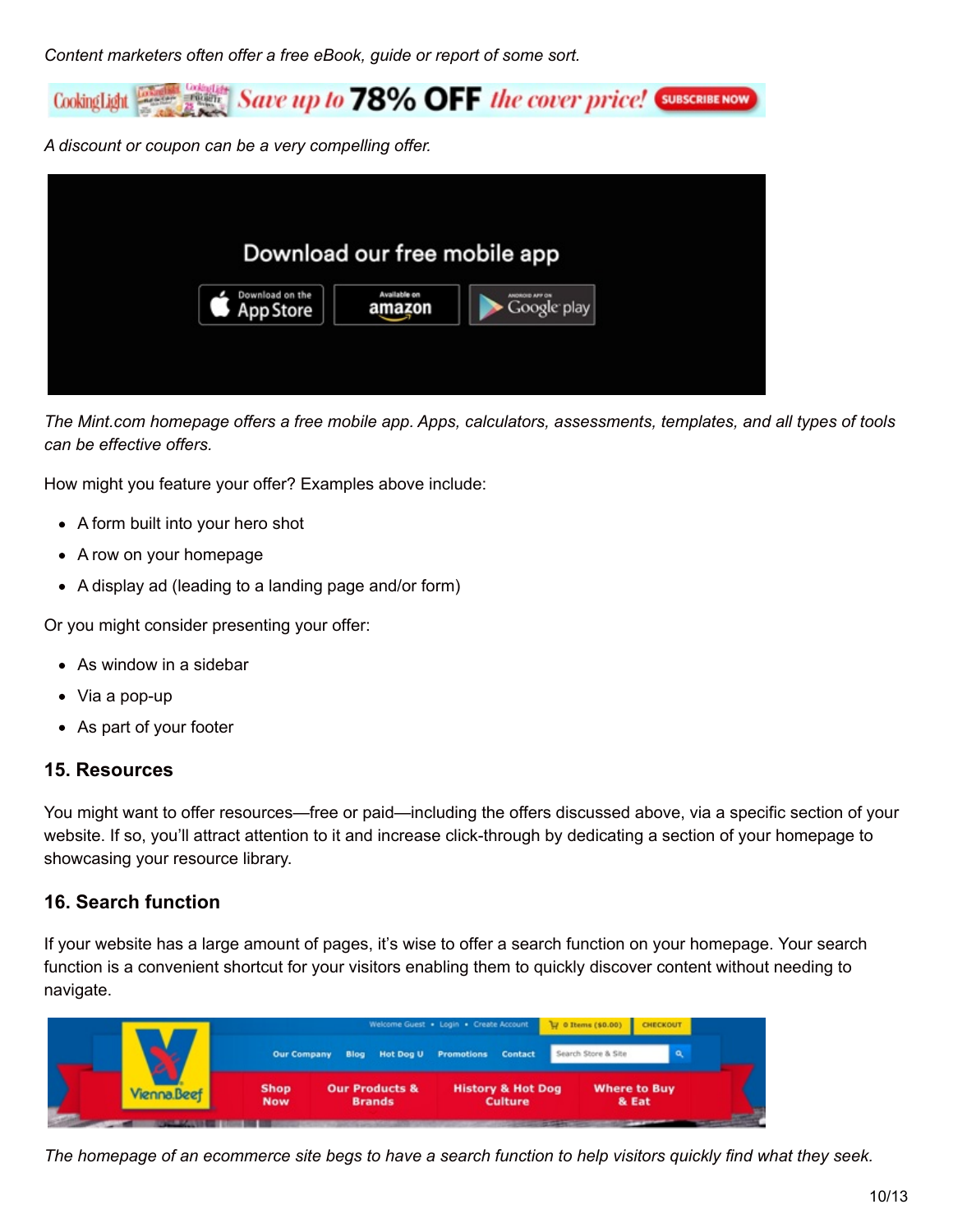*Content marketers often offer a free eBook, guide or report of some sort.*

*A discount or coupon can be a very compelling offer.*

*The Mint.com homepage offers a free mobile app. Apps, calculators, assessments, templates, and all types of tools can be effective offers.*

How might you feature your offer? Examples above include:

- A form built into your hero shot
- A row on your homepage
- A display ad (leading to a landing page and/or form)

Or you might consider presenting your offer:

- As window in a sidebar
- Via a pop-up
- As part of your footer

### 15. Resources

You might want to offer resources—free or paid—including the offers discussed above, via a specific section of your website. If so, you'll attract attention to it and increase click-through by dedicating a section of your homepage to showcasing your resource library.

### 16. Search function

If your website has a large amount of pages, it's wise to offer a search function on your homepage. Your search function is a convenient shortcut for your visitors enabling them to quickly discover content without needing to navigate.

*The homepage of an ecommerce site begs to have a search function to help visitors quickly find what they seek.*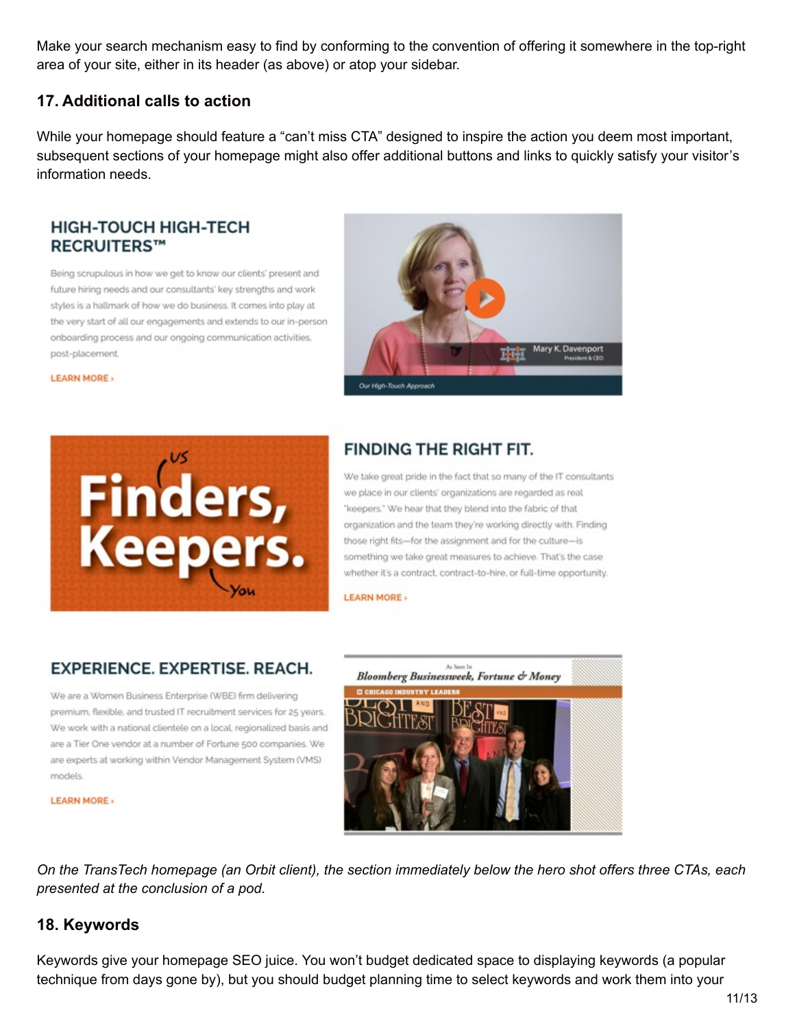Make your search mechanism easy to find by conforming to the convention of offering it somewhere in the top-right area of your site, either in its header (as above) or atop your sidebar.

### 17. Additional calls to action

While your homepage should feature a "can't miss CTA" designed to inspire the action you deem most important, subsequent sections of your homepage might also offer additional buttons and links to quickly satisfy your visitor's information needs.

HIGH-TOUCH HIGH-TECH RECRUITERS™

Being scrupulous in how we get to know our clients' present and future hiring needs and our consultants' key strengths and work styles is a hallmark of how we do business. It comes into play at the very start of all our engagements and extends to our in-person onboarding process and our ongoing communication activities, post-placement.

LEARN MORE ›

FINDING THE RIGHT FIT.

We take great pride in the fact that so many of the IT consultants we place in our clients' organizations are regarded as real "keepers." We hear that they blend into the fabric of that organization and the team they're working directly with. Finding those right fits—for the assignment and for the culture—is something we take great measures to achieve. That's the case whether it's a contract, contract-to-hire, or full-time opportunity.

LEARN MORE ›

EXPERIENCE. EXPERTISE. REACH.

We are a Women Business Enterprise (WBE) firm delivering premium, flexible, and trusted IT recruitment services for 25 years. We work with a national clientele on a local, regionalized basis and are a Tier One vendor at a number of Fortune 500 companies. We are experts at working within Vendor Management System (VMS) models.

LEARN MORE ›

*On the TransTech homepage (an Orbit client), the section immediately below the hero shot offers three CTAs, each presented at the conclusion of a pod.*

### 18. Keywords

Keywords give your homepage SEO juice. You won't budget dedicated space to displaying keywords (a popular technique from days gone by), but you should budget planning time to select keywords and work them into your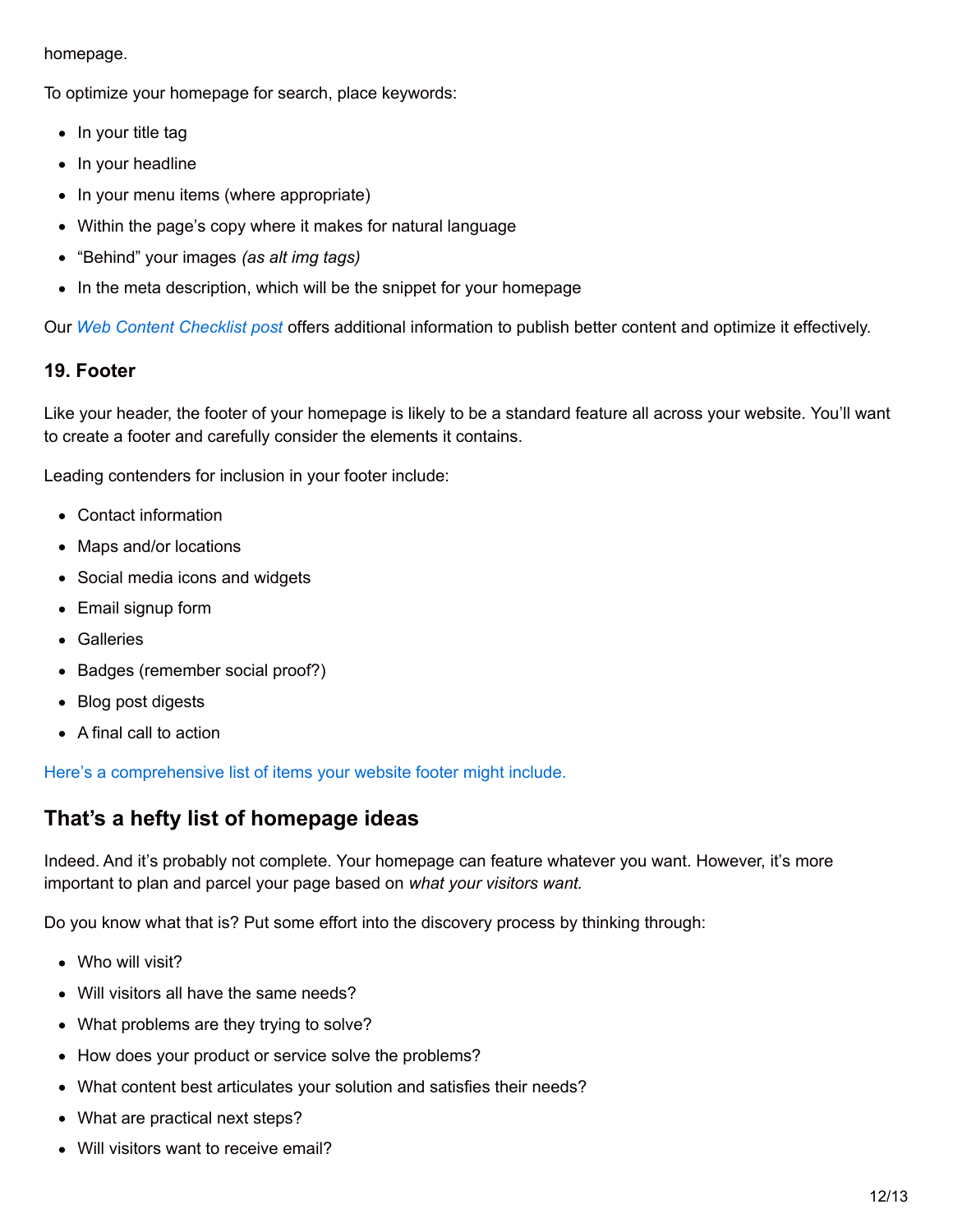homepage.

To optimize your homepage for search, place keywords:

- In your title tag
- In your headline
- In your menu items (where appropriate)
- Within the page's copy where it makes for natural language
- "Behind" your images *(as alt img tags)*
- In the meta description, which will be the snippet for your homepage

Our *Web Content Checklist post* offers additional information to publish better content and optimize it effectively.

### 19. Footer

Like your header, the footer of your homepage is likely to be a standard feature all across your website. You'll want to create a footer and carefully consider the elements it contains.

Leading contenders for inclusion in your footer include:

- Contact information
- Maps and/or locations
- Social media icons and widgets
- Email signup form
- Galleries
- Badges (remember social proof?)
- Blog post digests
- A final call to action

Here's a comprehensive list of items your website footer might include.

## That's a hefty list of homepage ideas

Indeed. And it's probably not complete. Your homepage can feature whatever you want. However, it's more important to plan and parcel your page based on *what your visitors want.*

Do you know what that is? Put some effort into the discovery process by thinking through:

- Who will visit?
- Will visitors all have the same needs?
- What problems are they trying to solve?
- How does your product or service solve the problems?
- What content best articulates your solution and satisfies their needs?
- What are practical next steps?
- Will visitors want to receive email?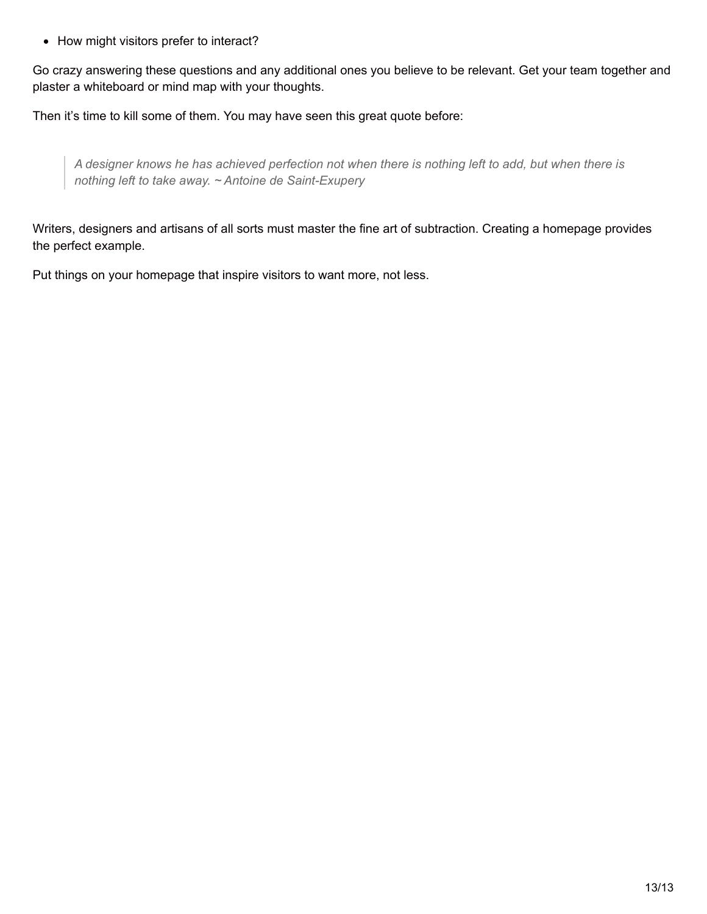- How might visitors prefer to interact?

Go crazy answering these questions and any additional ones you believe to be relevant. Get your team together and plaster a whiteboard or mind map with your thoughts.

Then it's time to kill some of them. You may have seen this great quote before:

> *A designer knows he has achieved perfection not when there is nothing left to add, but when there is nothing left to take away. ~ Antoine de Saint-Exupery*

Writers, designers and artisans of all sorts must master the fine art of subtraction. Creating a homepage provides the perfect example.

Put things on your homepage that inspire visitors to want more, not less.